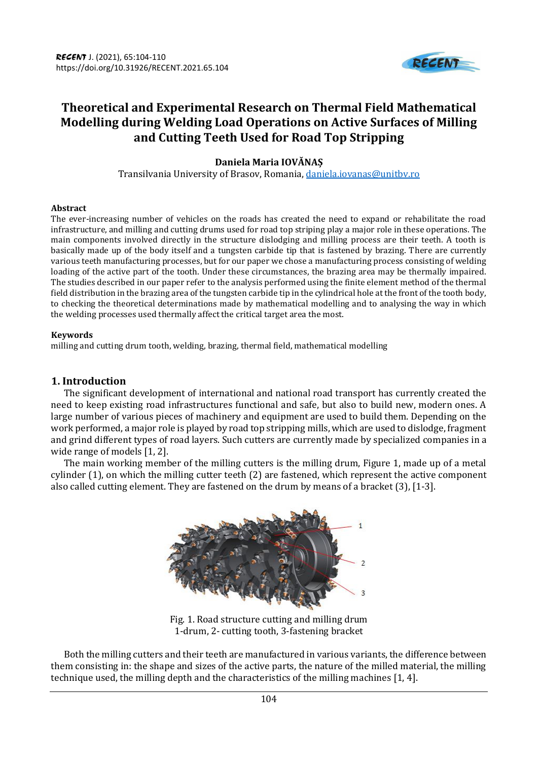# Theoretical and Experimental Research on Thermal Field Mathematical Modelling during Welding Load Operations on Active Surfaces of Milling and Cutting Teeth Used for Road Top Stripping

**Daniela Maria IOVĂNAȘ**

Transilvania University of Brasov, Romania, daniela.iovanas@unitbv.ro

**Abstract**

The ever-increasing number of vehicles on the roads has created the need to expand or rehabilitate the road infrastructure, and milling and cutting drums used for road top striping play a major role in these operations. The main components involved directly in the structure dislodging and milling process are their teeth. A tooth is basically made up of the body itself and a tungsten carbide tip that is fastened by brazing. There are currently various teeth manufacturing processes, but for our paper we chose a manufacturing process consisting of welding loading of the active part of the tooth. Under these circumstances, the brazing area may be thermally impaired. The studies described in our paper refer to the analysis performed using the finite element method of the thermal field distribution in the brazing area of the tungsten carbide tip in the cylindrical hole at the front of the tooth body, to checking the theoretical determinations made by mathematical modelling and to analysing the way in which the welding processes used thermally affect the critical target area the most.

**Keywords**

milling and cutting drum tooth, welding, brazing, thermal field, mathematical modelling

## 1. Introduction

The significant development of international and national road transport has currently created the need to keep existing road infrastructures functional and safe, but also to build new, modern ones. A large number of various pieces of machinery and equipment are used to build them. Depending on the work performed, a major role is played by road top stripping mills, which are used to dislodge, fragment and grind different types of road layers. Such cutters are currently made by specialized companies in a wide range of models [1, 2].

The main working member of the milling cutters is the milling drum, Figure 1, made up of a metal cylinder (1), on which the milling cutter teeth (2) are fastened, which represent the active component also called cutting element. They are fastened on the drum by means of a bracket (3), [1-3].

Fig. 1. Road structure cutting and milling drum
1-drum, 2- cutting tooth, 3-fastening bracket

Both the milling cutters and their teeth are manufactured in various variants, the difference between them consisting in: the shape and sizes of the active parts, the nature of the milled material, the milling technique used, the milling depth and the characteristics of the milling machines [1, 4].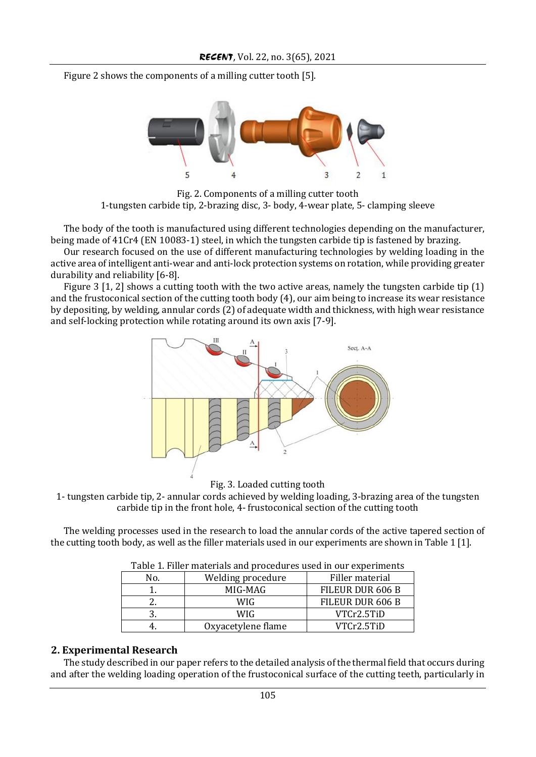Figure 2 shows the components of a milling cutter tooth [5].

Fig. 2. Components of a milling cutter tooth
1-tungsten carbide tip, 2-brazing disc, 3- body, 4-wear plate, 5- clamping sleeve

The body of the tooth is manufactured using different technologies depending on the manufacturer, being made of 41Cr4 (EN 10083-1) steel, in which the tungsten carbide tip is fastened by brazing.

Our research focused on the use of different manufacturing technologies by welding loading in the active area of intelligent anti-wear and anti-lock protection systems on rotation, while providing greater durability and reliability [6-8].

Figure 3 [1, 2] shows a cutting tooth with the two active areas, namely the tungsten carbide tip (1) and the frustoconical section of the cutting tooth body (4), our aim being to increase its wear resistance by depositing, by welding, annular cords (2) of adequate width and thickness, with high wear resistance and self-locking protection while rotating around its own axis [7-9].

Fig. 3. Loaded cutting tooth
1- tungsten carbide tip, 2- annular cords achieved by welding loading, 3-brazing area of the tungsten carbide tip in the front hole, 4- frustoconical section of the cutting tooth

The welding processes used in the research to load the annular cords of the active tapered section of the cutting tooth body, as well as the filler materials used in our experiments are shown in Table 1 [1].

Table 1. Filler materials and procedures used in our experiments

| No. | Welding procedure | Filler material |
| --- | --- | --- |
| 1. | MIG-MAG | FILEUR DUR 606 B |
| 2. | WIG | FILEUR DUR 606 B |
| 3. | WIG | VTCr2.5TiD |
| 4. | Oxyacetylene flame | VTCr2.5TiD |

## 2. Experimental Research

The study described in our paper refers to the detailed analysis of the thermal field that occurs during and after the welding loading operation of the frustoconical surface of the cutting teeth, particularly in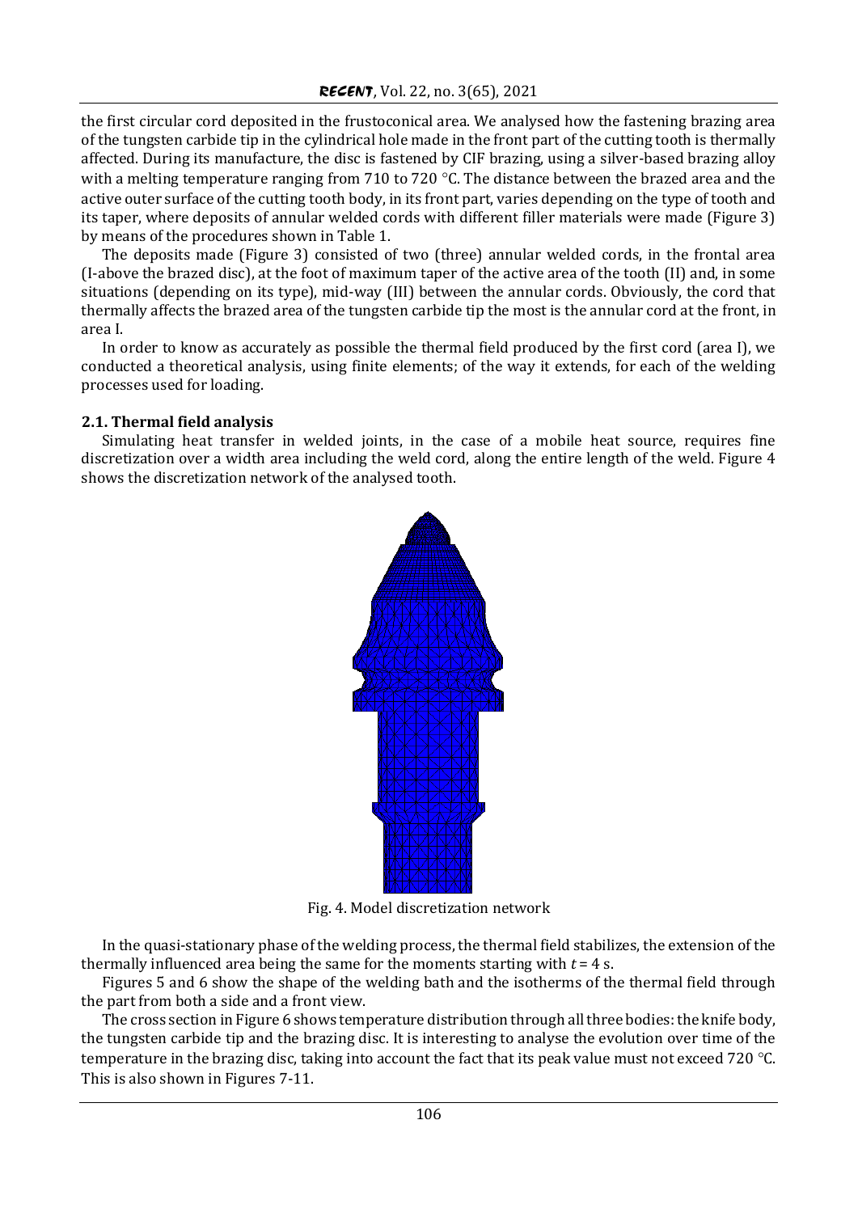the first circular cord deposited in the frustoconical area. We analysed how the fastening brazing area of the tungsten carbide tip in the cylindrical hole made in the front part of the cutting tooth is thermally affected. During its manufacture, the disc is fastened by CIF brazing, using a silver-based brazing alloy with a melting temperature ranging from 710 to 720 °C. The distance between the brazed area and the active outer surface of the cutting tooth body, in its front part, varies depending on the type of tooth and its taper, where deposits of annular welded cords with different filler materials were made (Figure 3) by means of the procedures shown in Table 1.

The deposits made (Figure 3) consisted of two (three) annular welded cords, in the frontal area (I-above the brazed disc), at the foot of maximum taper of the active area of the tooth (II) and, in some situations (depending on its type), mid-way (III) between the annular cords. Obviously, the cord that thermally affects the brazed area of the tungsten carbide tip the most is the annular cord at the front, in area I.

In order to know as accurately as possible the thermal field produced by the first cord (area I), we conducted a theoretical analysis, using finite elements; of the way it extends, for each of the welding processes used for loading.

### 2.1. Thermal field analysis

Simulating heat transfer in welded joints, in the case of a mobile heat source, requires fine discretization over a width area including the weld cord, along the entire length of the weld. Figure 4 shows the discretization network of the analysed tooth.

Fig. 4. Model discretization network

In the quasi-stationary phase of the welding process, the thermal field stabilizes, the extension of the thermally influenced area being the same for the moments starting with $t = 4$ s.

Figures 5 and 6 show the shape of the welding bath and the isotherms of the thermal field through the part from both a side and a front view.

The cross section in Figure 6 shows temperature distribution through all three bodies: the knife body, the tungsten carbide tip and the brazing disc. It is interesting to analyse the evolution over time of the temperature in the brazing disc, taking into account the fact that its peak value must not exceed 720 °C. This is also shown in Figures 7-11.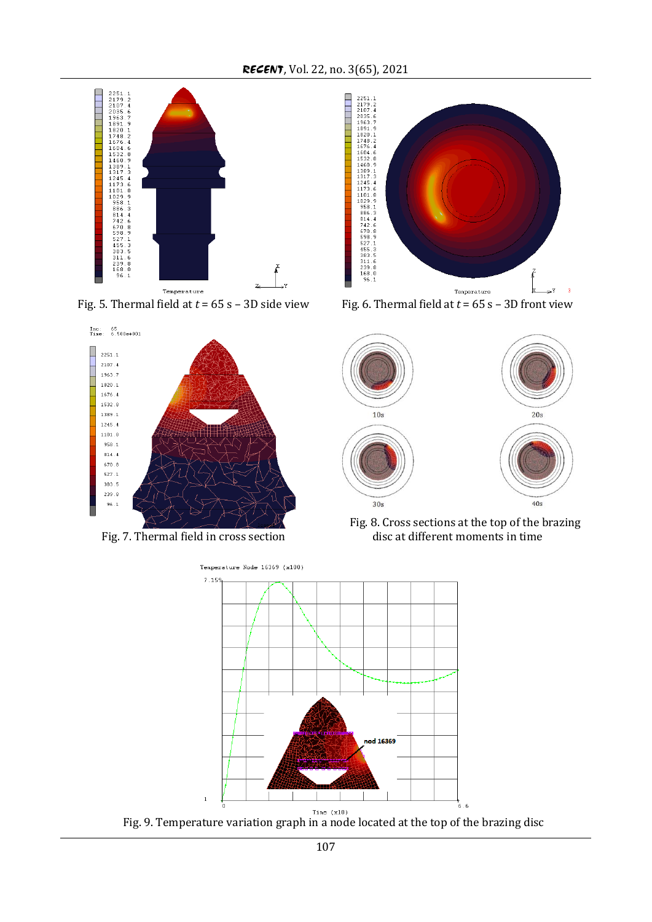Fig. 5. Thermal field at $t$ = 65 s – 3D side view

Fig. 6. Thermal field at $t$ = 65 s – 3D front view

Fig. 7. Thermal field in cross section

Fig. 8. Cross sections at the top of the brazing disc at different moments in time

Fig. 9. Temperature variation graph in a node located at the top of the brazing disc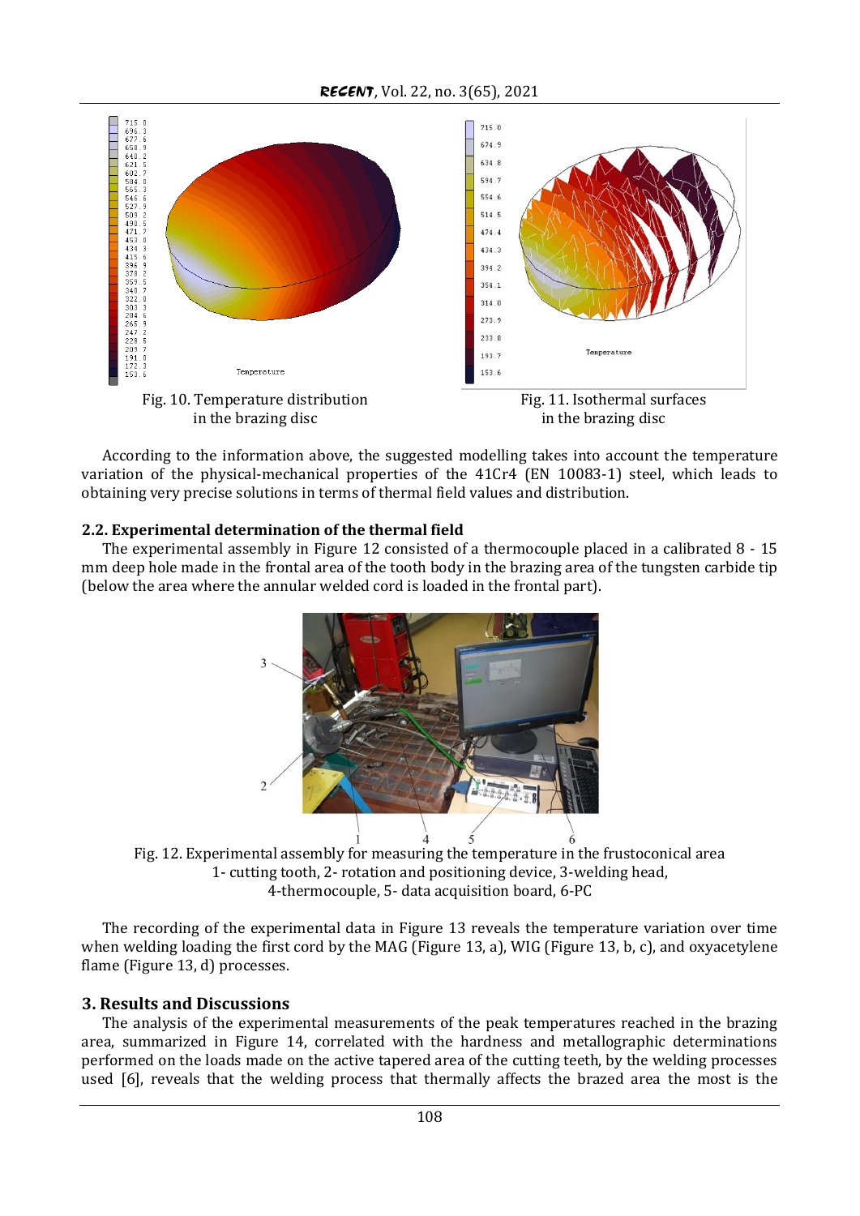Fig. 10. Temperature distribution in the brazing disc

Fig. 11. Isothermal surfaces in the brazing disc

According to the information above, the suggested modelling takes into account the temperature variation of the physical-mechanical properties of the 41Cr4 (EN 10083-1) steel, which leads to obtaining very precise solutions in terms of thermal field values and distribution.

### 2.2. Experimental determination of the thermal field

The experimental assembly in Figure 12 consisted of a thermocouple placed in a calibrated 8 - 15 mm deep hole made in the frontal area of the tooth body in the brazing area of the tungsten carbide tip (below the area where the annular welded cord is loaded in the frontal part).

Fig. 12. Experimental assembly for measuring the temperature in the frustoconical area
1- cutting tooth, 2- rotation and positioning device, 3-welding head,
4-thermocouple, 5- data acquisition board, 6-PC

The recording of the experimental data in Figure 13 reveals the temperature variation over time when welding loading the first cord by the MAG (Figure 13, a), WIG (Figure 13, b, c), and oxyacetylene flame (Figure 13, d) processes.

## 3. Results and Discussions

The analysis of the experimental measurements of the peak temperatures reached in the brazing area, summarized in Figure 14, correlated with the hardness and metallographic determinations performed on the loads made on the active tapered area of the cutting teeth, by the welding processes used [6], reveals that the welding process that thermally affects the brazed area the most is the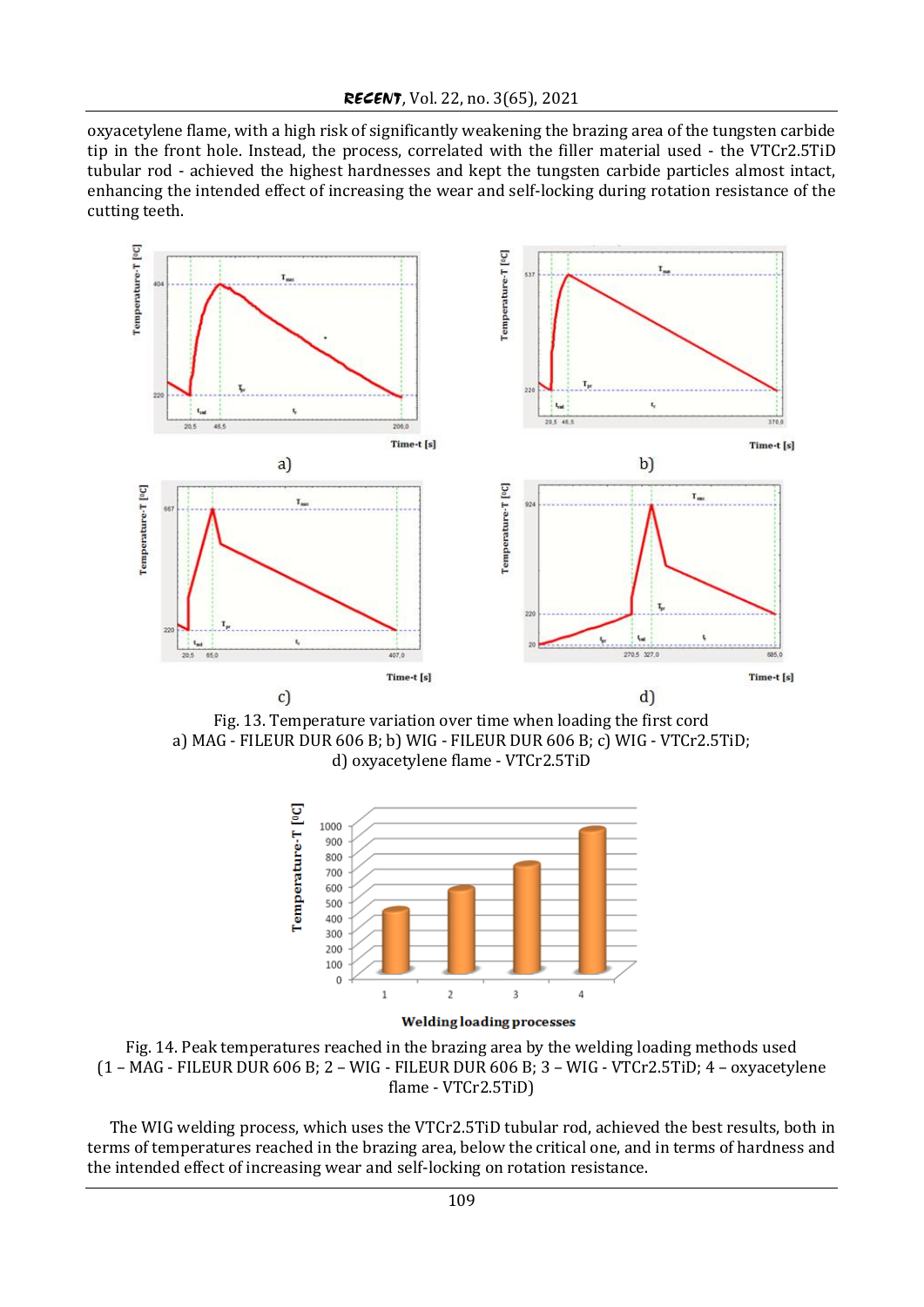oxyacetylene flame, with a high risk of significantly weakening the brazing area of the tungsten carbide tip in the front hole. Instead, the process, correlated with the filler material used - the VTCr2.5TiD tubular rod - achieved the highest hardnesses and kept the tungsten carbide particles almost intact, enhancing the intended effect of increasing the wear and self-locking during rotation resistance of the cutting teeth.

Fig. 13. Temperature variation over time when loading the first cord
a) MAG - FILEUR DUR 606 B; b) WIG - FILEUR DUR 606 B; c) WIG - VTCr2.5TiD;
d) oxyacetylene flame - VTCr2.5TiD

Fig. 14. Peak temperatures reached in the brazing area by the welding loading methods used
(1 – MAG - FILEUR DUR 606 B; 2 – WIG - FILEUR DUR 606 B; 3 – WIG - VTCr2.5TiD; 4 – oxyacetylene flame - VTCr2.5TiD)

The WIG welding process, which uses the VTCr2.5TiD tubular rod, achieved the best results, both in terms of temperatures reached in the brazing area, below the critical one, and in terms of hardness and the intended effect of increasing wear and self-locking on rotation resistance.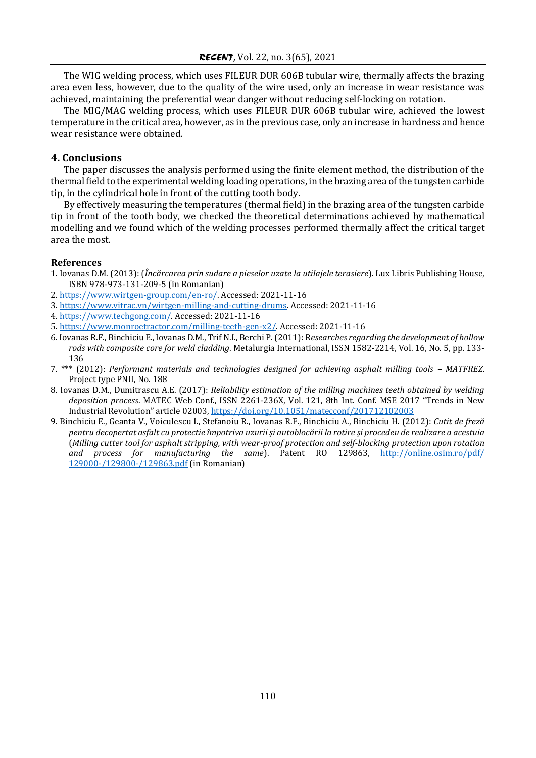The WIG welding process, which uses FILEUR DUR 606B tubular wire, thermally affects the brazing area even less, however, due to the quality of the wire used, only an increase in wear resistance was achieved, maintaining the preferential wear danger without reducing self-locking on rotation.

The MIG/MAG welding process, which uses FILEUR DUR 606B tubular wire, achieved the lowest temperature in the critical area, however, as in the previous case, only an increase in hardness and hence wear resistance were obtained.

## 4. Conclusions

The paper discusses the analysis performed using the finite element method, the distribution of the thermal field to the experimental welding loading operations, in the brazing area of the tungsten carbide tip, in the cylindrical hole in front of the cutting tooth body.

By effectively measuring the temperatures (thermal field) in the brazing area of the tungsten carbide tip in front of the tooth body, we checked the theoretical determinations achieved by mathematical modelling and we found which of the welding processes performed thermally affect the critical target area the most.

### References

1. Iovanas D.M. (2013): (*Încărcarea prin sudare a pieselor uzate la utilajele terasiere*). Lux Libris Publishing House, ISBN 978-973-131-209-5 (in Romanian)
2. https://www.wirtgen-group.com/en-ro/. Accessed: 2021-11-16
3. https://www.vitrac.vn/wirtgen-milling-and-cutting-drums. Accessed: 2021-11-16
4. https://www.techgong.com/. Accessed: 2021-11-16
5. https://www.monroetractor.com/milling-teeth-gen-x2/. Accessed: 2021-11-16
6. Iovanas R.F., Binchiciu E., Iovanas D.M., Trif N.I., Berchi P. (2011): R*esearches regarding the development of hollow rods with composite core for weld cladding*. Metalurgia International, ISSN 1582-2214, Vol. 16, No. 5, pp. 133-136
7. *** (2012): *Performant materials and technologies designed for achieving asphalt milling tools – MATFREZ*. Project type PNII, No. 188
8. Iovanas D.M., Dumitrascu A.E. (2017): *Reliability estimation of the milling machines teeth obtained by welding deposition process*. MATEC Web Conf., ISSN 2261-236X, Vol. 121, 8th Int. Conf. MSE 2017 "Trends in New Industrial Revolution" article 02003, https://doi.org/10.1051/matecconf/201712102003
9. Binchiciu E., Geanta V., Voiculescu I., Stefanoiu R., Iovanas R.F., Binchiciu A., Binchiciu H. (2012): *Cutit de freză pentru decopertat asfalt cu protectie împotriva uzurii și autoblocării la rotire și procedeu de realizare a acestuia* (*Milling cutter tool for asphalt stripping, with wear-proof protection and self-blocking protection upon rotation and process for manufacturing the same*). Patent RO 129863, http://online.osim.ro/pdf/129000-/129800-/129863.pdf (in Romanian)